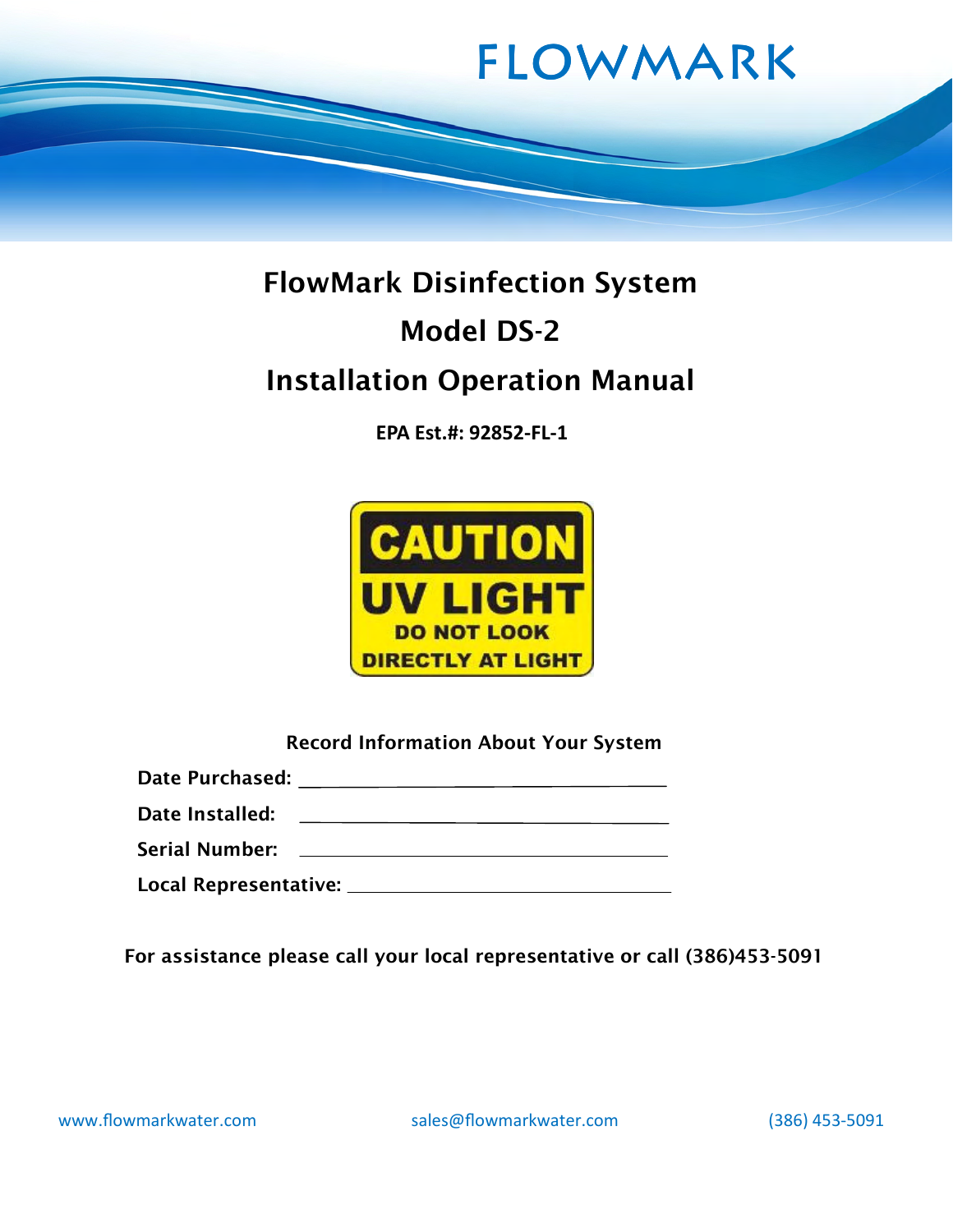FLOWMARK

# FlowMark Disinfection System

# Model DS-2

# Installation Operation Manual

**EPA Est.#: 92852-FL-1**

**CAUTION**

**UV LIGHT**

**DO NOT LOOK DIRECTLY AT LIGHT**

**Record Information About Your System**

**Date Purchased:** ______________________________

**Date Installed:** ______________________________

**Serial Number:** ______________________________

**Local Representative:** ______________________________

**For assistance please call your local representative or call (386)453-5091**

www.flowmarkwater.com sales@flowmarkwater.com (386) 453-5091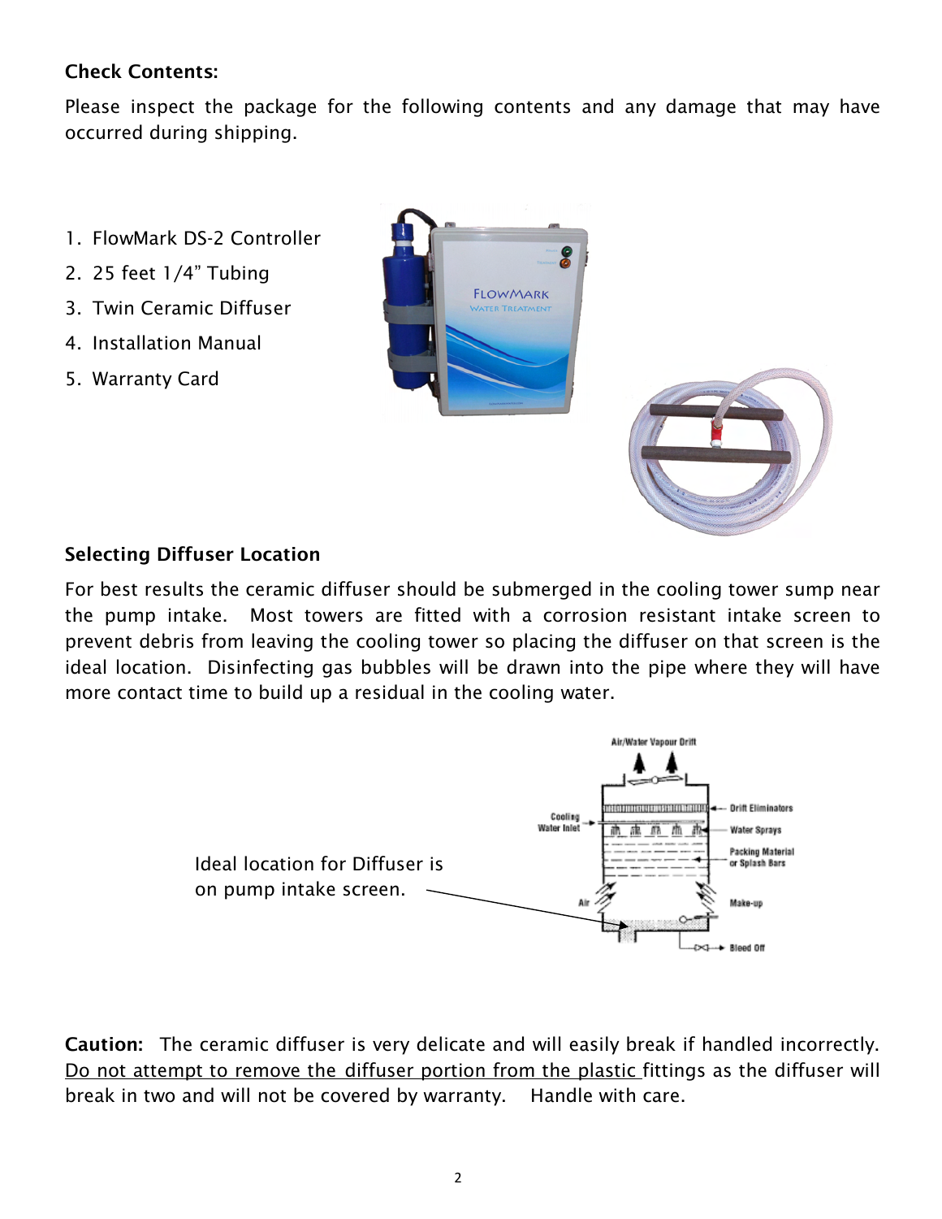**Check Contents:**

Please inspect the package for the following contents and any damage that may have occurred during shipping.

1. FlowMark DS-2 Controller
2. 25 feet 1/4" Tubing
3. Twin Ceramic Diffuser
4. Installation Manual
5. Warranty Card

**Selecting Diffuser Location**

For best results the ceramic diffuser should be submerged in the cooling tower sump near the pump intake. Most towers are fitted with a corrosion resistant intake screen to prevent debris from leaving the cooling tower so placing the diffuser on that screen is the ideal location. Disinfecting gas bubbles will be drawn into the pipe where they will have more contact time to build up a residual in the cooling water.

Ideal location for Diffuser is on pump intake screen.

**Caution:** The ceramic diffuser is very delicate and will easily break if handled incorrectly. Do not attempt to remove the diffuser portion from the plastic fittings as the diffuser will break in two and will not be covered by warranty. Handle with care.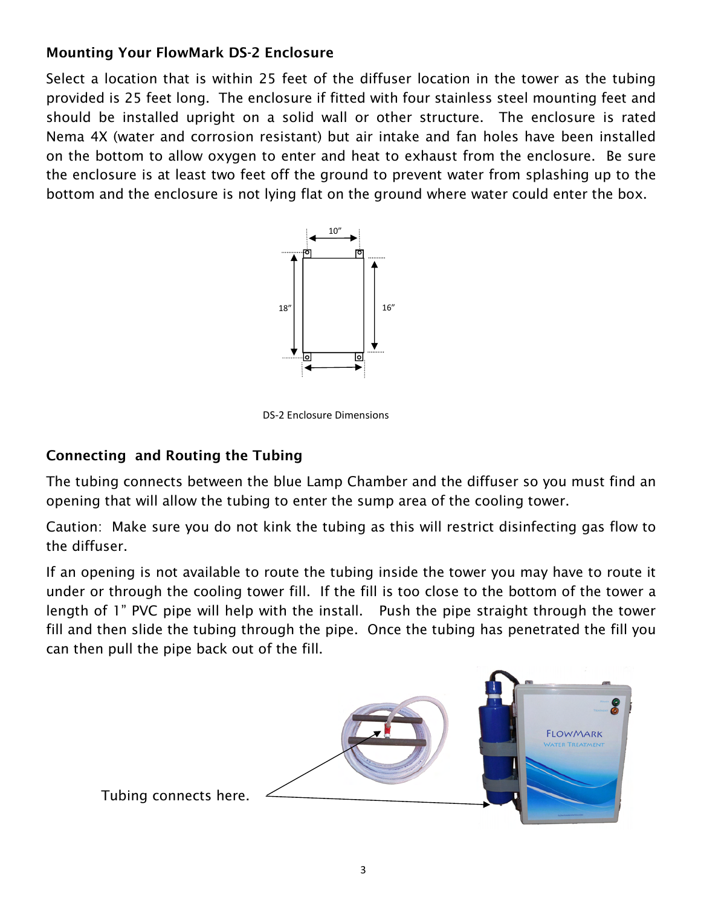## Mounting Your FlowMark DS-2 Enclosure

Select a location that is within 25 feet of the diffuser location in the tower as the tubing provided is 25 feet long. The enclosure if fitted with four stainless steel mounting feet and should be installed upright on a solid wall or other structure. The enclosure is rated Nema 4X (water and corrosion resistant) but air intake and fan holes have been installed on the bottom to allow oxygen to enter and heat to exhaust from the enclosure. Be sure the enclosure is at least two feet off the ground to prevent water from splashing up to the bottom and the enclosure is not lying flat on the ground where water could enter the box.

10″

18″

16″

DS-2 Enclosure Dimensions

## Connecting and Routing the Tubing

The tubing connects between the blue Lamp Chamber and the diffuser so you must find an opening that will allow the tubing to enter the sump area of the cooling tower.

Caution: Make sure you do not kink the tubing as this will restrict disinfecting gas flow to the diffuser.

If an opening is not available to route the tubing inside the tower you may have to route it under or through the cooling tower fill. If the fill is too close to the bottom of the tower a length of 1" PVC pipe will help with the install. Push the pipe straight through the tower fill and then slide the tubing through the pipe. Once the tubing has penetrated the fill you can then pull the pipe back out of the fill.

Tubing connects here.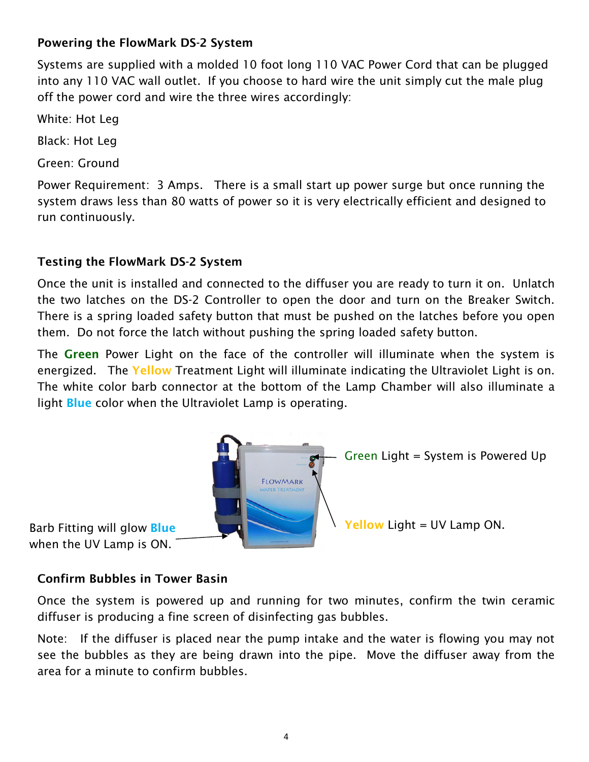### Powering the FlowMark DS-2 System

Systems are supplied with a molded 10 foot long 110 VAC Power Cord that can be plugged into any 110 VAC wall outlet. If you choose to hard wire the unit simply cut the male plug off the power cord and wire the three wires accordingly:

White: Hot Leg

Black: Hot Leg

Green: Ground

Power Requirement: 3 Amps. There is a small start up power surge but once running the system draws less than 80 watts of power so it is very electrically efficient and designed to run continuously.

### Testing the FlowMark DS-2 System

Once the unit is installed and connected to the diffuser you are ready to turn it on. Unlatch the two latches on the DS-2 Controller to open the door and turn on the Breaker Switch. There is a spring loaded safety button that must be pushed on the latches before you open them. Do not force the latch without pushing the spring loaded safety button.

The **Green** Power Light on the face of the controller will illuminate when the system is energized. The **Yellow** Treatment Light will illuminate indicating the Ultraviolet Light is on. The white color barb connector at the bottom of the Lamp Chamber will also illuminate a light **Blue** color when the Ultraviolet Lamp is operating.

Green Light = System is Powered Up

Yellow Light = UV Lamp ON.

Barb Fitting will glow **Blue** when the UV Lamp is ON.

### Confirm Bubbles in Tower Basin

Once the system is powered up and running for two minutes, confirm the twin ceramic diffuser is producing a fine screen of disinfecting gas bubbles.

Note: If the diffuser is placed near the pump intake and the water is flowing you may not see the bubbles as they are being drawn into the pipe. Move the diffuser away from the area for a minute to confirm bubbles.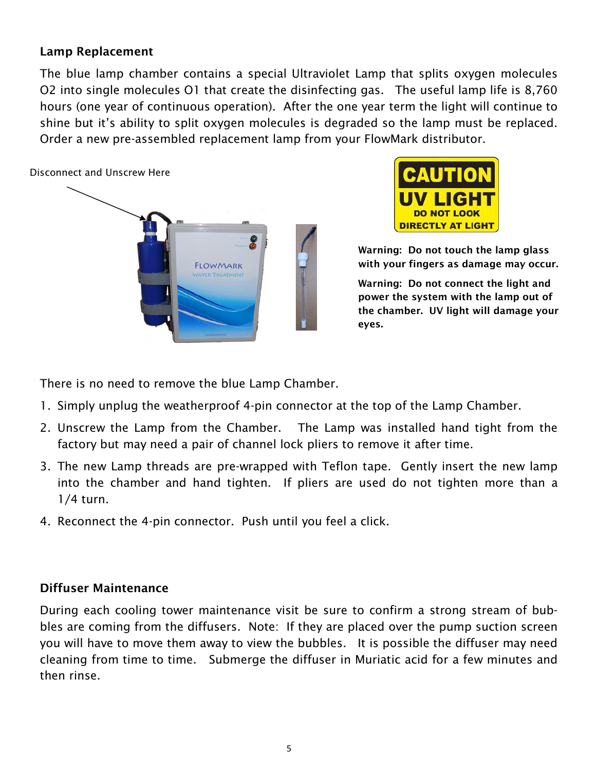## Lamp Replacement

The blue lamp chamber contains a special Ultraviolet Lamp that splits oxygen molecules O2 into single molecules O1 that create the disinfecting gas. The useful lamp life is 8,760 hours (one year of continuous operation). After the one year term the light will continue to shine but it's ability to split oxygen molecules is degraded so the lamp must be replaced. Order a new pre-assembled replacement lamp from your FlowMark distributor.

Disconnect and Unscrew Here

**CAUTION UV LIGHT DO NOT LOOK DIRECTLY AT LIGHT**

**Warning: Do not touch the lamp glass with your fingers as damage may occur.**

**Warning: Do not connect the light and power the system with the lamp out of the chamber. UV light will damage your eyes.**

There is no need to remove the blue Lamp Chamber.

1. Simply unplug the weatherproof 4-pin connector at the top of the Lamp Chamber.
2. Unscrew the Lamp from the Chamber. The Lamp was installed hand tight from the factory but may need a pair of channel lock pliers to remove it after time.
3. The new Lamp threads are pre-wrapped with Teflon tape. Gently insert the new lamp into the chamber and hand tighten. If pliers are used do not tighten more than a 1/4 turn.
4. Reconnect the 4-pin connector. Push until you feel a click.

## Diffuser Maintenance

During each cooling tower maintenance visit be sure to confirm a strong stream of bubbles are coming from the diffusers. Note: If they are placed over the pump suction screen you will have to move them away to view the bubbles. It is possible the diffuser may need cleaning from time to time. Submerge the diffuser in Muriatic acid for a few minutes and then rinse.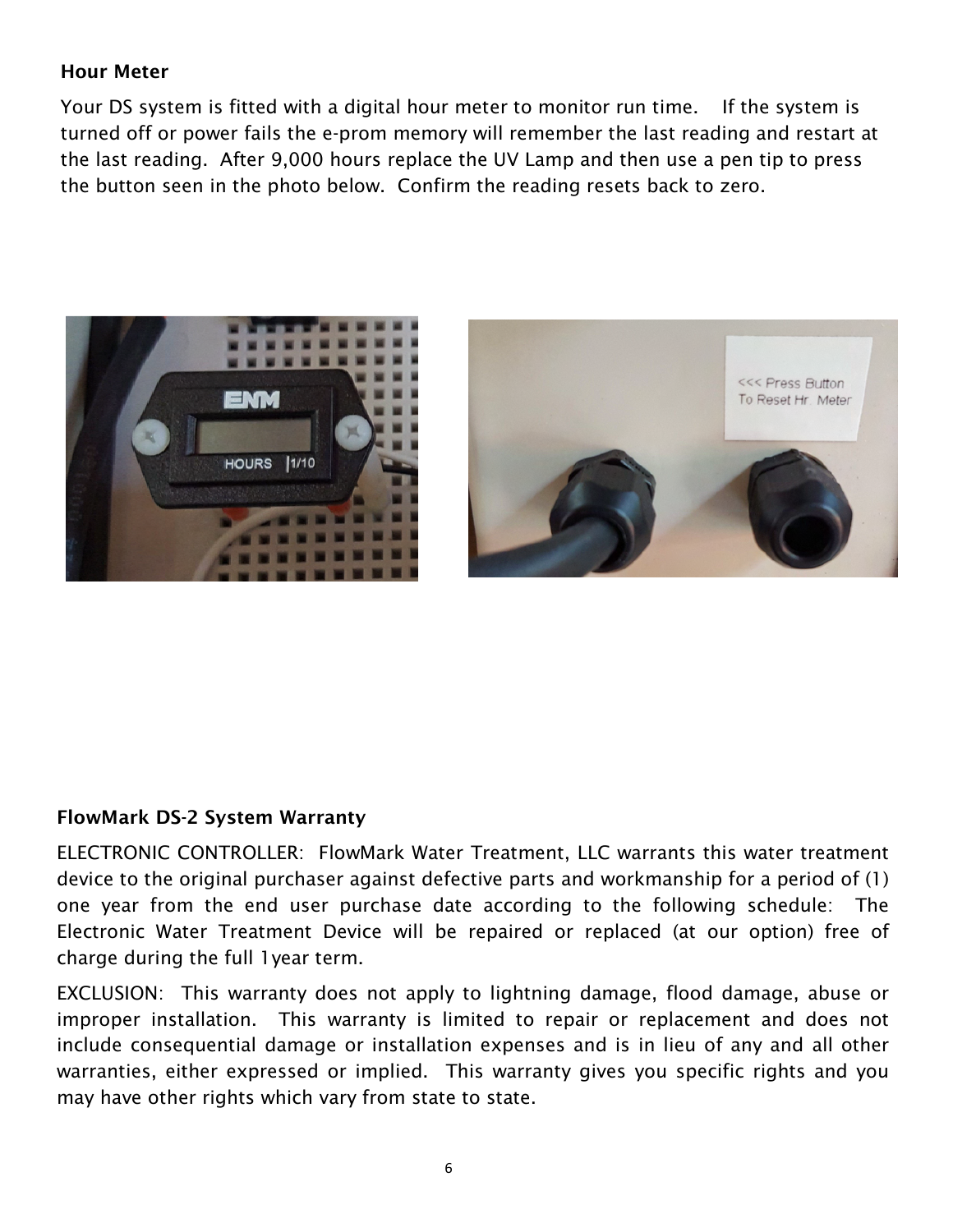## Hour Meter

Your DS system is fitted with a digital hour meter to monitor run time.  If the system is turned off or power fails the e-prom memory will remember the last reading and restart at the last reading.  After 9,000 hours replace the UV Lamp and then use a pen tip to press the button seen in the photo below.  Confirm the reading resets back to zero.

## FlowMark DS-2 System Warranty

ELECTRONIC CONTROLLER:  FlowMark Water Treatment, LLC warrants this water treatment device to the original purchaser against defective parts and workmanship for a period of (1) one year from the end user purchase date according to the following schedule:  The Electronic Water Treatment Device will be repaired or replaced (at our option) free of charge during the full 1year term.

EXCLUSION:  This warranty does not apply to lightning damage, flood damage, abuse or improper installation.  This warranty is limited to repair or replacement and does not include consequential damage or installation expenses and is in lieu of any and all other warranties, either expressed or implied.  This warranty gives you specific rights and you may have other rights which vary from state to state.